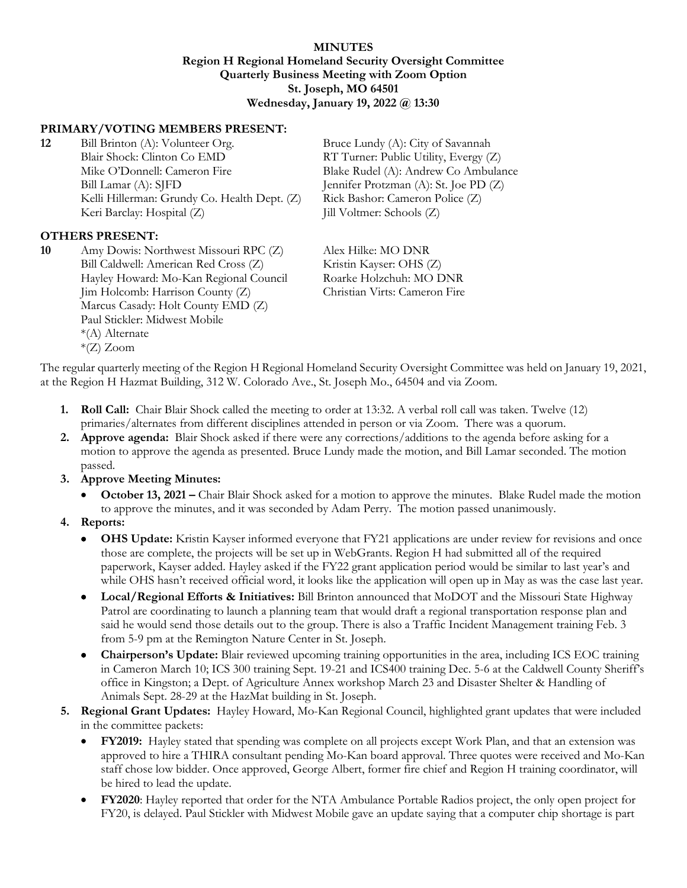**MINUTES**
**Region H Regional Homeland Security Oversight Committee**
**Quarterly Business Meeting with Zoom Option**
**St. Joseph, MO 64501**
**Wednesday, January 19, 2022 @ 13:30**

## PRIMARY/VOTING MEMBERS PRESENT:

**12**

Bill Brinton (A): Volunteer Org.
Blair Shock: Clinton Co EMD
Mike O'Donnell: Cameron Fire
Bill Lamar (A): SJFD
Kelli Hillerman: Grundy Co. Health Dept. (Z)
Keri Barclay: Hospital (Z)
Bruce Lundy (A): City of Savannah
RT Turner: Public Utility, Evergy (Z)
Blake Rudel (A): Andrew Co Ambulance
Jennifer Protzman (A): St. Joe PD (Z)
Rick Bashor: Cameron Police (Z)
Jill Voltmer: Schools (Z)

## OTHERS PRESENT:

**10**

Amy Dowis: Northwest Missouri RPC (Z)
Bill Caldwell: American Red Cross (Z)
Hayley Howard: Mo-Kan Regional Council
Jim Holcomb: Harrison County (Z)
Marcus Casady: Holt County EMD (Z)
Paul Stickler: Midwest Mobile
Alex Hilke: MO DNR
Kristin Kayser: OHS (Z)
Roarke Holzchuh: MO DNR
Christian Virts: Cameron Fire

*(A) Alternate
*(Z) Zoom

The regular quarterly meeting of the Region H Regional Homeland Security Oversight Committee was held on January 19, 2021, at the Region H Hazmat Building, 312 W. Colorado Ave., St. Joseph Mo., 64504 and via Zoom.

1. **Roll Call:** Chair Blair Shock called the meeting to order at 13:32. A verbal roll call was taken. Twelve (12) primaries/alternates from different disciplines attended in person or via Zoom. There was a quorum.
2. **Approve agenda:** Blair Shock asked if there were any corrections/additions to the agenda before asking for a motion to approve the agenda as presented. Bruce Lundy made the motion, and Bill Lamar seconded. The motion passed.
3. **Approve Meeting Minutes:**
   - **October 13, 2021 –** Chair Blair Shock asked for a motion to approve the minutes. Blake Rudel made the motion to approve the minutes, and it was seconded by Adam Perry. The motion passed unanimously.
4. **Reports:**
   - **OHS Update:** Kristin Kayser informed everyone that FY21 applications are under review for revisions and once those are complete, the projects will be set up in WebGrants. Region H had submitted all of the required paperwork, Kayser added. Hayley asked if the FY22 grant application period would be similar to last year's and while OHS hasn't received official word, it looks like the application will open up in May as was the case last year.
   - **Local/Regional Efforts & Initiatives:** Bill Brinton announced that MoDOT and the Missouri State Highway Patrol are coordinating to launch a planning team that would draft a regional transportation response plan and said he would send those details out to the group. There is also a Traffic Incident Management training Feb. 3 from 5-9 pm at the Remington Nature Center in St. Joseph.
   - **Chairperson's Update:** Blair reviewed upcoming training opportunities in the area, including ICS EOC training in Cameron March 10; ICS 300 training Sept. 19-21 and ICS400 training Dec. 5-6 at the Caldwell County Sheriff's office in Kingston; a Dept. of Agriculture Annex workshop March 23 and Disaster Shelter & Handling of Animals Sept. 28-29 at the HazMat building in St. Joseph.
5. **Regional Grant Updates:** Hayley Howard, Mo-Kan Regional Council, highlighted grant updates that were included in the committee packets:
   - **FY2019:** Hayley stated that spending was complete on all projects except Work Plan, and that an extension was approved to hire a THIRA consultant pending Mo-Kan board approval. Three quotes were received and Mo-Kan staff chose low bidder. Once approved, George Albert, former fire chief and Region H training coordinator, will be hired to lead the update.
   - **FY2020**: Hayley reported that order for the NTA Ambulance Portable Radios project, the only open project for FY20, is delayed. Paul Stickler with Midwest Mobile gave an update saying that a computer chip shortage is part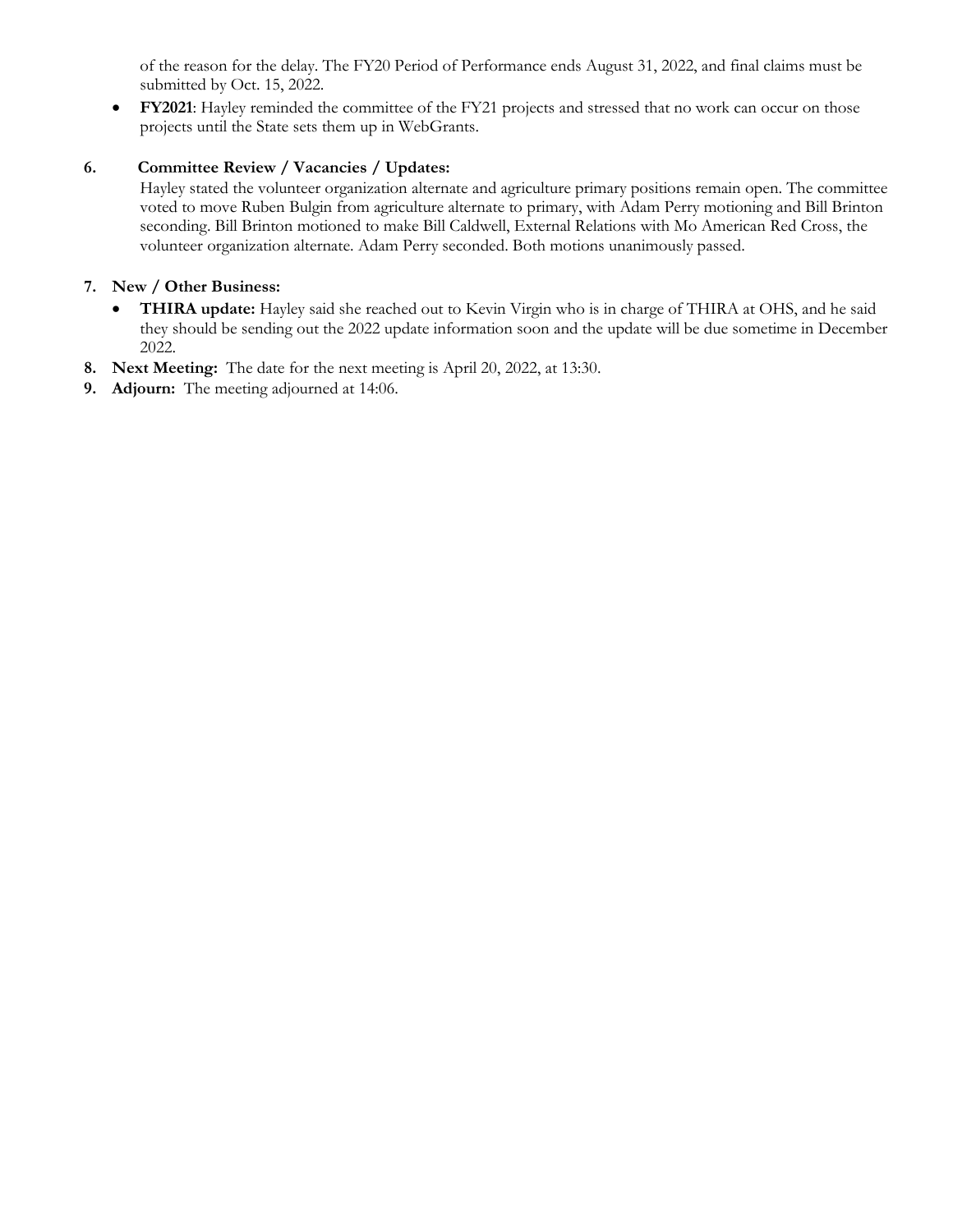of the reason for the delay. The FY20 Period of Performance ends August 31, 2022, and final claims must be submitted by Oct. 15, 2022.

- **FY2021**: Hayley reminded the committee of the FY21 projects and stressed that no work can occur on those projects until the State sets them up in WebGrants.

6. **Committee Review / Vacancies / Updates:**
   Hayley stated the volunteer organization alternate and agriculture primary positions remain open. The committee voted to move Ruben Bulgin from agriculture alternate to primary, with Adam Perry motioning and Bill Brinton seconding. Bill Brinton motioned to make Bill Caldwell, External Relations with Mo American Red Cross, the volunteer organization alternate. Adam Perry seconded. Both motions unanimously passed.

7. **New / Other Business:**
   - **THIRA update:** Hayley said she reached out to Kevin Virgin who is in charge of THIRA at OHS, and he said they should be sending out the 2022 update information soon and the update will be due sometime in December 2022.
8. **Next Meeting:** The date for the next meeting is April 20, 2022, at 13:30.
9. **Adjourn:** The meeting adjourned at 14:06.